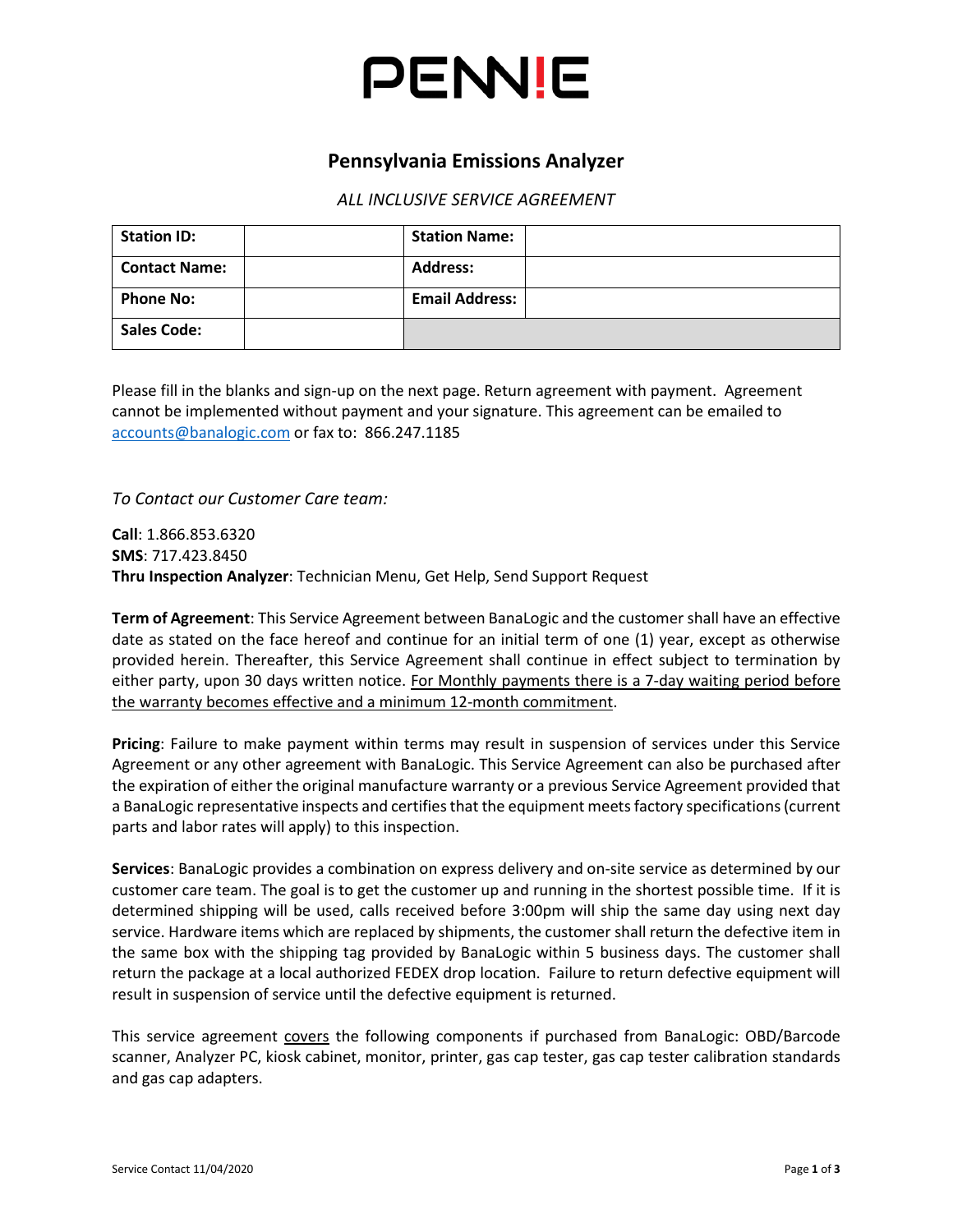# PENN!E

## Pennsylvania Emissions Analyzer

*ALL INCLUSIVE SERVICE AGREEMENT*

| **Station ID:** | | **Station Name:** | |
|---|---|---|---|
| **Contact Name:** | | **Address:** | |
| **Phone No:** | | **Email Address:** | |
| **Sales Code:** | | | |

Please fill in the blanks and sign-up on the next page. Return agreement with payment. Agreement cannot be implemented without payment and your signature. This agreement can be emailed to accounts@banalogic.com or fax to: 866.247.1185

*To Contact our Customer Care team:*

**Call**: 1.866.853.6320
**SMS**: 717.423.8450
**Thru Inspection Analyzer**: Technician Menu, Get Help, Send Support Request

**Term of Agreement**: This Service Agreement between BanaLogic and the customer shall have an effective date as stated on the face hereof and continue for an initial term of one (1) year, except as otherwise provided herein. Thereafter, this Service Agreement shall continue in effect subject to termination by either party, upon 30 days written notice. For Monthly payments there is a 7-day waiting period before the warranty becomes effective and a minimum 12-month commitment.

**Pricing**: Failure to make payment within terms may result in suspension of services under this Service Agreement or any other agreement with BanaLogic. This Service Agreement can also be purchased after the expiration of either the original manufacture warranty or a previous Service Agreement provided that a BanaLogic representative inspects and certifies that the equipment meets factory specifications (current parts and labor rates will apply) to this inspection.

**Services**: BanaLogic provides a combination on express delivery and on-site service as determined by our customer care team. The goal is to get the customer up and running in the shortest possible time. If it is determined shipping will be used, calls received before 3:00pm will ship the same day using next day service. Hardware items which are replaced by shipments, the customer shall return the defective item in the same box with the shipping tag provided by BanaLogic within 5 business days. The customer shall return the package at a local authorized FEDEX drop location. Failure to return defective equipment will result in suspension of service until the defective equipment is returned.

This service agreement covers the following components if purchased from BanaLogic: OBD/Barcode scanner, Analyzer PC, kiosk cabinet, monitor, printer, gas cap tester, gas cap tester calibration standards and gas cap adapters.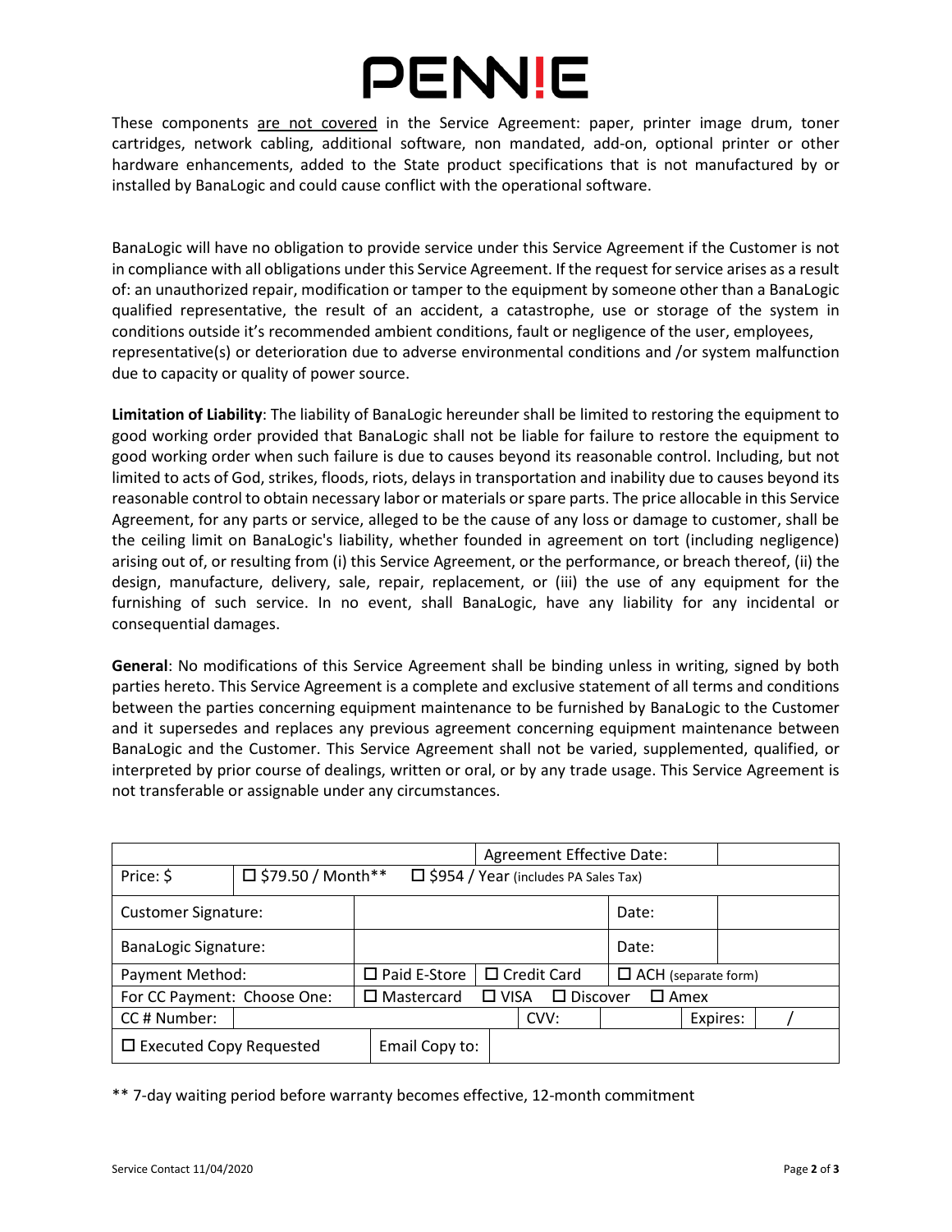# PENN!E

These components are not covered in the Service Agreement: paper, printer image drum, toner cartridges, network cabling, additional software, non mandated, add-on, optional printer or other hardware enhancements, added to the State product specifications that is not manufactured by or installed by BanaLogic and could cause conflict with the operational software.

BanaLogic will have no obligation to provide service under this Service Agreement if the Customer is not in compliance with all obligations under this Service Agreement. If the request for service arises as a result of: an unauthorized repair, modification or tamper to the equipment by someone other than a BanaLogic qualified representative, the result of an accident, a catastrophe, use or storage of the system in conditions outside it's recommended ambient conditions, fault or negligence of the user, employees, representative(s) or deterioration due to adverse environmental conditions and /or system malfunction due to capacity or quality of power source.

**Limitation of Liability**: The liability of BanaLogic hereunder shall be limited to restoring the equipment to good working order provided that BanaLogic shall not be liable for failure to restore the equipment to good working order when such failure is due to causes beyond its reasonable control. Including, but not limited to acts of God, strikes, floods, riots, delays in transportation and inability due to causes beyond its reasonable control to obtain necessary labor or materials or spare parts. The price allocable in this Service Agreement, for any parts or service, alleged to be the cause of any loss or damage to customer, shall be the ceiling limit on BanaLogic's liability, whether founded in agreement on tort (including negligence) arising out of, or resulting from (i) this Service Agreement, or the performance, or breach thereof, (ii) the design, manufacture, delivery, sale, repair, replacement, or (iii) the use of any equipment for the furnishing of such service. In no event, shall BanaLogic, have any liability for any incidental or consequential damages.

**General**: No modifications of this Service Agreement shall be binding unless in writing, signed by both parties hereto. This Service Agreement is a complete and exclusive statement of all terms and conditions between the parties concerning equipment maintenance to be furnished by BanaLogic to the Customer and it supersedes and replaces any previous agreement concerning equipment maintenance between BanaLogic and the Customer. This Service Agreement shall not be varied, supplemented, qualified, or interpreted by prior course of dealings, written or oral, or by any trade usage. This Service Agreement is not transferable or assignable under any circumstances.

| | | Agreement Effective Date: | |
|---|---|---|---|
| Price: $ | ☐ $79.50 / Month** ☐ $954 / Year (includes PA Sales Tax) | | |
| Customer Signature: | | Date: | |
| BanaLogic Signature: | | Date: | |
| Payment Method: | ☐ Paid E-Store ☐ Credit Card | ☐ ACH (separate form) | |
| For CC Payment: Choose One: | ☐ Mastercard ☐ VISA ☐ Discover | ☐ Amex | |
| CC # Number: | CVV: | Expires: | / |
| ☐ Executed Copy Requested | Email Copy to: | | |

** 7-day waiting period before warranty becomes effective, 12-month commitment

Service Contact 11/04/2020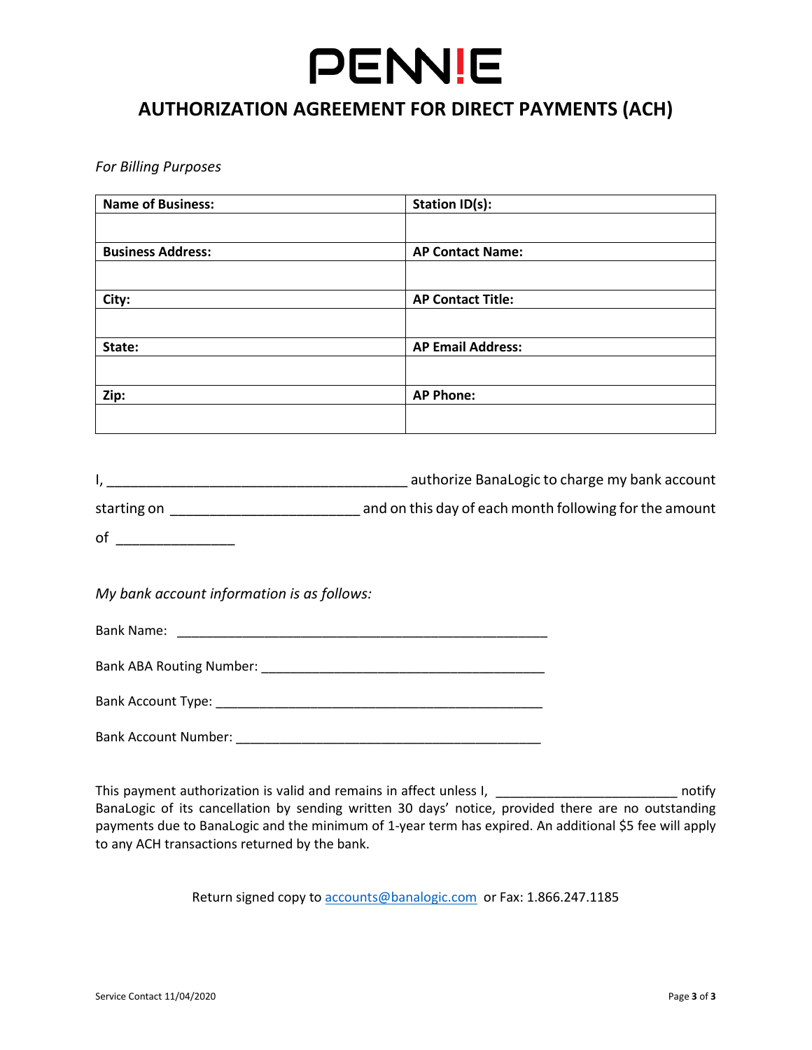# PENN!E

## AUTHORIZATION AGREEMENT FOR DIRECT PAYMENTS (ACH)

*For Billing Purposes*

| **Name of Business:** | **Station ID(s):** |
|---|---|
| | |
| **Business Address:** | **AP Contact Name:** |
| | |
| **City:** | **AP Contact Title:** |
| | |
| **State:** | **AP Email Address:** |
| | |
| **Zip:** | **AP Phone:** |
| | |

I, _______________________________________ authorize BanaLogic to charge my bank account starting on ________________________ and on this day of each month following for the amount of _______________

*My bank account information is as follows:*

Bank Name: ________________________________________________

Bank ABA Routing Number: ____________________________________

Bank Account Type: ___________________________________________

Bank Account Number: ________________________________________

This payment authorization is valid and remains in affect unless I, ________________________ notify BanaLogic of its cancellation by sending written 30 days' notice, provided there are no outstanding payments due to BanaLogic and the minimum of 1-year term has expired. An additional $5 fee will apply to any ACH transactions returned by the bank.

Return signed copy to accounts@banalogic.com or Fax: 1.866.247.1185

Service Contact 11/04/2020